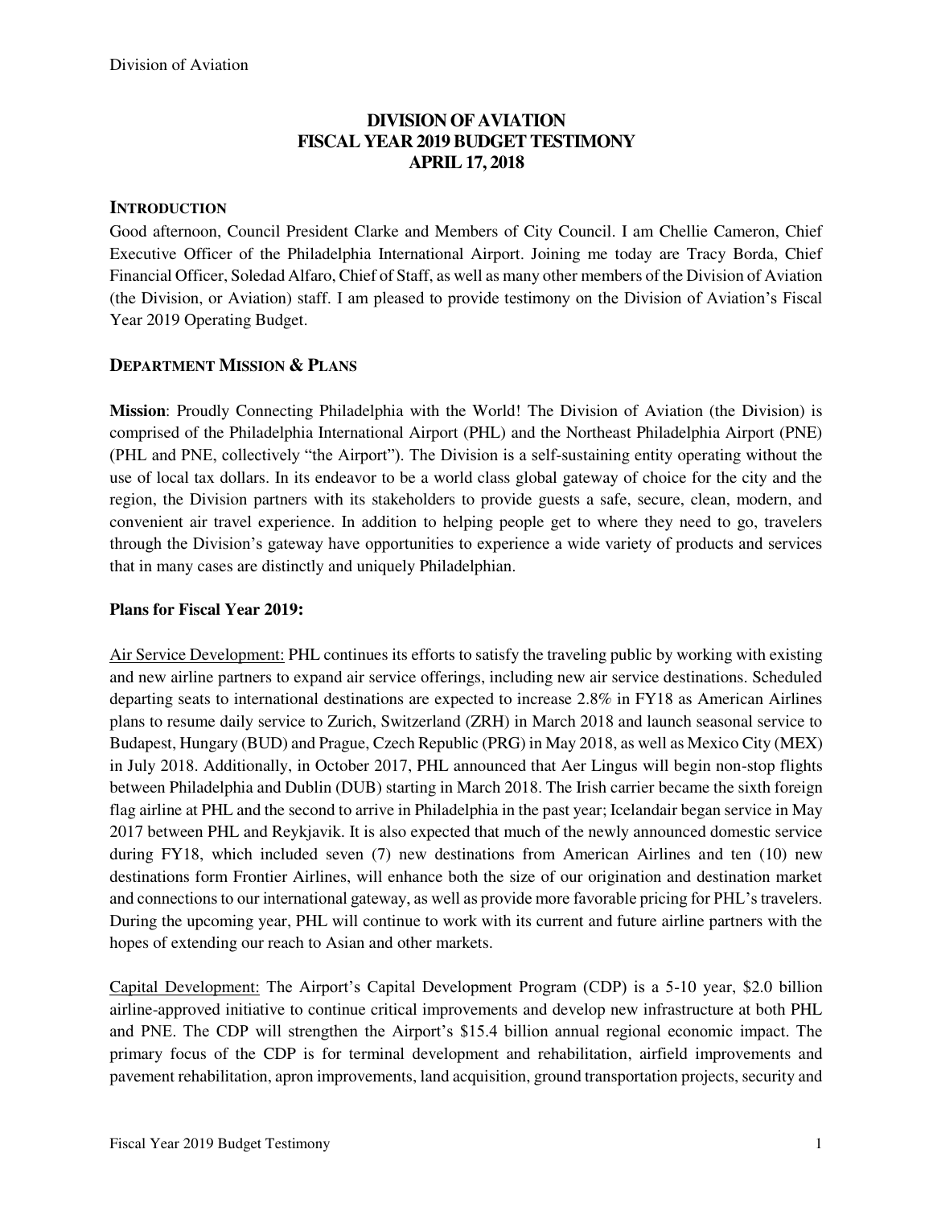# DIVISION OF AVIATION
# FISCAL YEAR 2019 BUDGET TESTIMONY
# APRIL 17, 2018

## INTRODUCTION

Good afternoon, Council President Clarke and Members of City Council. I am Chellie Cameron, Chief Executive Officer of the Philadelphia International Airport. Joining me today are Tracy Borda, Chief Financial Officer, Soledad Alfaro, Chief of Staff, as well as many other members of the Division of Aviation (the Division, or Aviation) staff. I am pleased to provide testimony on the Division of Aviation's Fiscal Year 2019 Operating Budget.

## DEPARTMENT MISSION & PLANS

**Mission**: Proudly Connecting Philadelphia with the World! The Division of Aviation (the Division) is comprised of the Philadelphia International Airport (PHL) and the Northeast Philadelphia Airport (PNE) (PHL and PNE, collectively "the Airport"). The Division is a self-sustaining entity operating without the use of local tax dollars. In its endeavor to be a world class global gateway of choice for the city and the region, the Division partners with its stakeholders to provide guests a safe, secure, clean, modern, and convenient air travel experience. In addition to helping people get to where they need to go, travelers through the Division's gateway have opportunities to experience a wide variety of products and services that in many cases are distinctly and uniquely Philadelphian.

**Plans for Fiscal Year 2019:**

Air Service Development: PHL continues its efforts to satisfy the traveling public by working with existing and new airline partners to expand air service offerings, including new air service destinations. Scheduled departing seats to international destinations are expected to increase 2.8% in FY18 as American Airlines plans to resume daily service to Zurich, Switzerland (ZRH) in March 2018 and launch seasonal service to Budapest, Hungary (BUD) and Prague, Czech Republic (PRG) in May 2018, as well as Mexico City (MEX) in July 2018. Additionally, in October 2017, PHL announced that Aer Lingus will begin non-stop flights between Philadelphia and Dublin (DUB) starting in March 2018. The Irish carrier became the sixth foreign flag airline at PHL and the second to arrive in Philadelphia in the past year; Icelandair began service in May 2017 between PHL and Reykjavik. It is also expected that much of the newly announced domestic service during FY18, which included seven (7) new destinations from American Airlines and ten (10) new destinations form Frontier Airlines, will enhance both the size of our origination and destination market and connections to our international gateway, as well as provide more favorable pricing for PHL's travelers. During the upcoming year, PHL will continue to work with its current and future airline partners with the hopes of extending our reach to Asian and other markets.

Capital Development: The Airport's Capital Development Program (CDP) is a 5-10 year, $2.0 billion airline-approved initiative to continue critical improvements and develop new infrastructure at both PHL and PNE. The CDP will strengthen the Airport's $15.4 billion annual regional economic impact. The primary focus of the CDP is for terminal development and rehabilitation, airfield improvements and pavement rehabilitation, apron improvements, land acquisition, ground transportation projects, security and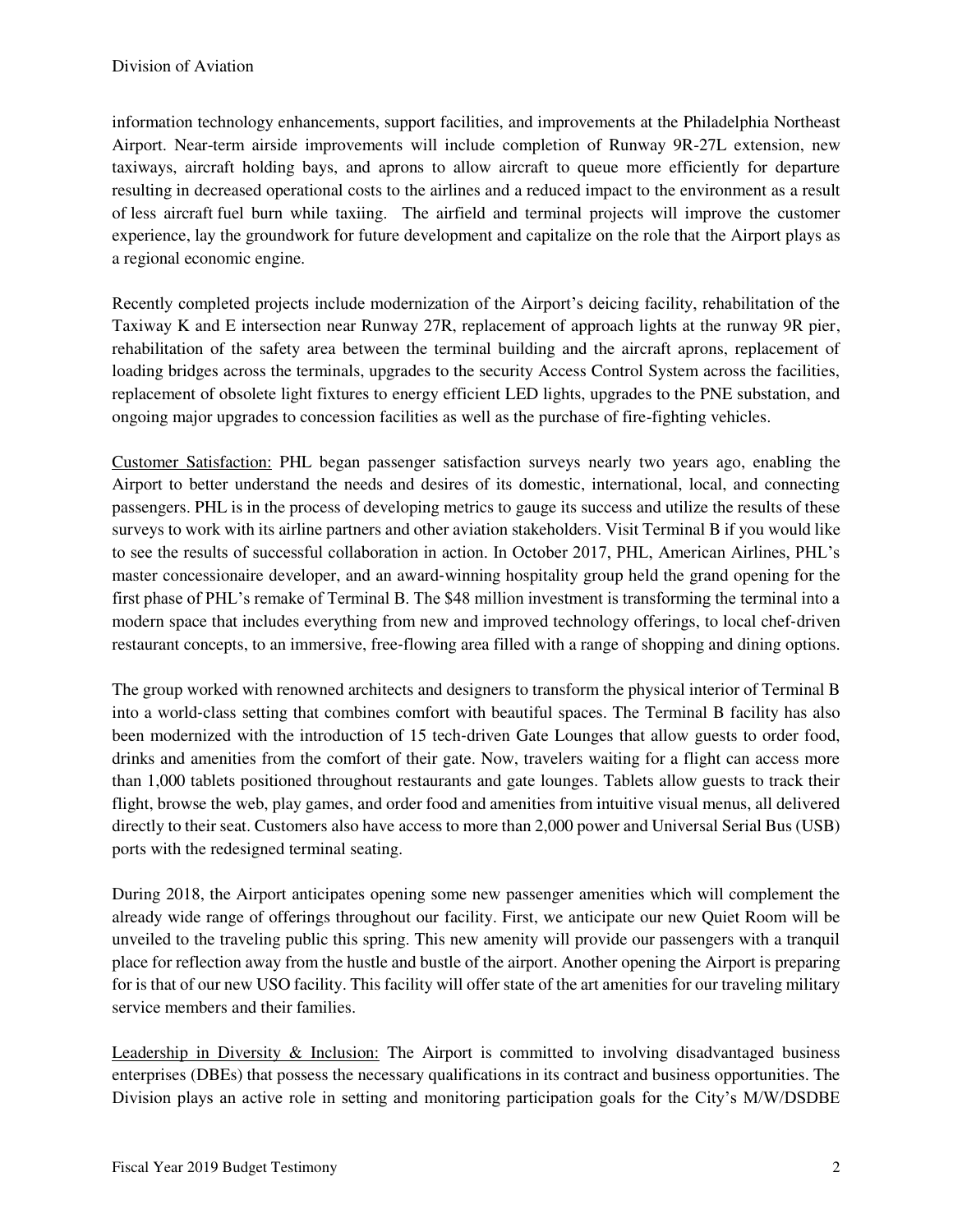information technology enhancements, support facilities, and improvements at the Philadelphia Northeast Airport. Near-term airside improvements will include completion of Runway 9R-27L extension, new taxiways, aircraft holding bays, and aprons to allow aircraft to queue more efficiently for departure resulting in decreased operational costs to the airlines and a reduced impact to the environment as a result of less aircraft fuel burn while taxiing. The airfield and terminal projects will improve the customer experience, lay the groundwork for future development and capitalize on the role that the Airport plays as a regional economic engine.

Recently completed projects include modernization of the Airport's deicing facility, rehabilitation of the Taxiway K and E intersection near Runway 27R, replacement of approach lights at the runway 9R pier, rehabilitation of the safety area between the terminal building and the aircraft aprons, replacement of loading bridges across the terminals, upgrades to the security Access Control System across the facilities, replacement of obsolete light fixtures to energy efficient LED lights, upgrades to the PNE substation, and ongoing major upgrades to concession facilities as well as the purchase of fire-fighting vehicles.

<u>Customer Satisfaction:</u> PHL began passenger satisfaction surveys nearly two years ago, enabling the Airport to better understand the needs and desires of its domestic, international, local, and connecting passengers. PHL is in the process of developing metrics to gauge its success and utilize the results of these surveys to work with its airline partners and other aviation stakeholders. Visit Terminal B if you would like to see the results of successful collaboration in action. In October 2017, PHL, American Airlines, PHL's master concessionaire developer, and an award-winning hospitality group held the grand opening for the first phase of PHL's remake of Terminal B. The $48 million investment is transforming the terminal into a modern space that includes everything from new and improved technology offerings, to local chef-driven restaurant concepts, to an immersive, free-flowing area filled with a range of shopping and dining options.

The group worked with renowned architects and designers to transform the physical interior of Terminal B into a world-class setting that combines comfort with beautiful spaces. The Terminal B facility has also been modernized with the introduction of 15 tech-driven Gate Lounges that allow guests to order food, drinks and amenities from the comfort of their gate. Now, travelers waiting for a flight can access more than 1,000 tablets positioned throughout restaurants and gate lounges. Tablets allow guests to track their flight, browse the web, play games, and order food and amenities from intuitive visual menus, all delivered directly to their seat. Customers also have access to more than 2,000 power and Universal Serial Bus (USB) ports with the redesigned terminal seating.

During 2018, the Airport anticipates opening some new passenger amenities which will complement the already wide range of offerings throughout our facility. First, we anticipate our new Quiet Room will be unveiled to the traveling public this spring. This new amenity will provide our passengers with a tranquil place for reflection away from the hustle and bustle of the airport. Another opening the Airport is preparing for is that of our new USO facility. This facility will offer state of the art amenities for our traveling military service members and their families.

<u>Leadership in Diversity & Inclusion:</u> The Airport is committed to involving disadvantaged business enterprises (DBEs) that possess the necessary qualifications in its contract and business opportunities. The Division plays an active role in setting and monitoring participation goals for the City's M/W/DSDBE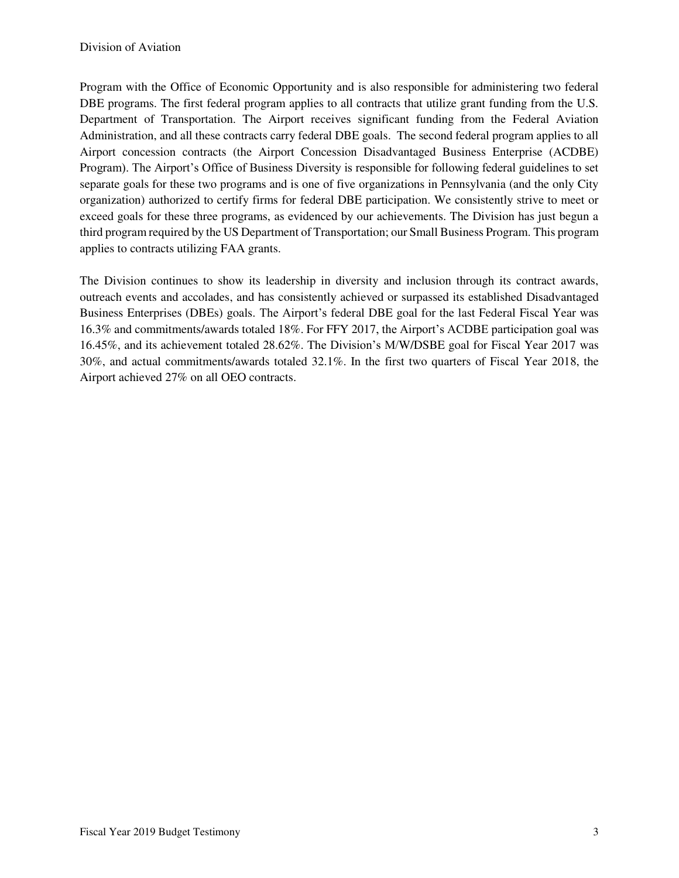Program with the Office of Economic Opportunity and is also responsible for administering two federal DBE programs. The first federal program applies to all contracts that utilize grant funding from the U.S. Department of Transportation. The Airport receives significant funding from the Federal Aviation Administration, and all these contracts carry federal DBE goals. The second federal program applies to all Airport concession contracts (the Airport Concession Disadvantaged Business Enterprise (ACDBE) Program). The Airport's Office of Business Diversity is responsible for following federal guidelines to set separate goals for these two programs and is one of five organizations in Pennsylvania (and the only City organization) authorized to certify firms for federal DBE participation. We consistently strive to meet or exceed goals for these three programs, as evidenced by our achievements. The Division has just begun a third program required by the US Department of Transportation; our Small Business Program. This program applies to contracts utilizing FAA grants.

The Division continues to show its leadership in diversity and inclusion through its contract awards, outreach events and accolades, and has consistently achieved or surpassed its established Disadvantaged Business Enterprises (DBEs) goals. The Airport's federal DBE goal for the last Federal Fiscal Year was 16.3% and commitments/awards totaled 18%. For FFY 2017, the Airport's ACDBE participation goal was 16.45%, and its achievement totaled 28.62%. The Division's M/W/DSBE goal for Fiscal Year 2017 was 30%, and actual commitments/awards totaled 32.1%. In the first two quarters of Fiscal Year 2018, the Airport achieved 27% on all OEO contracts.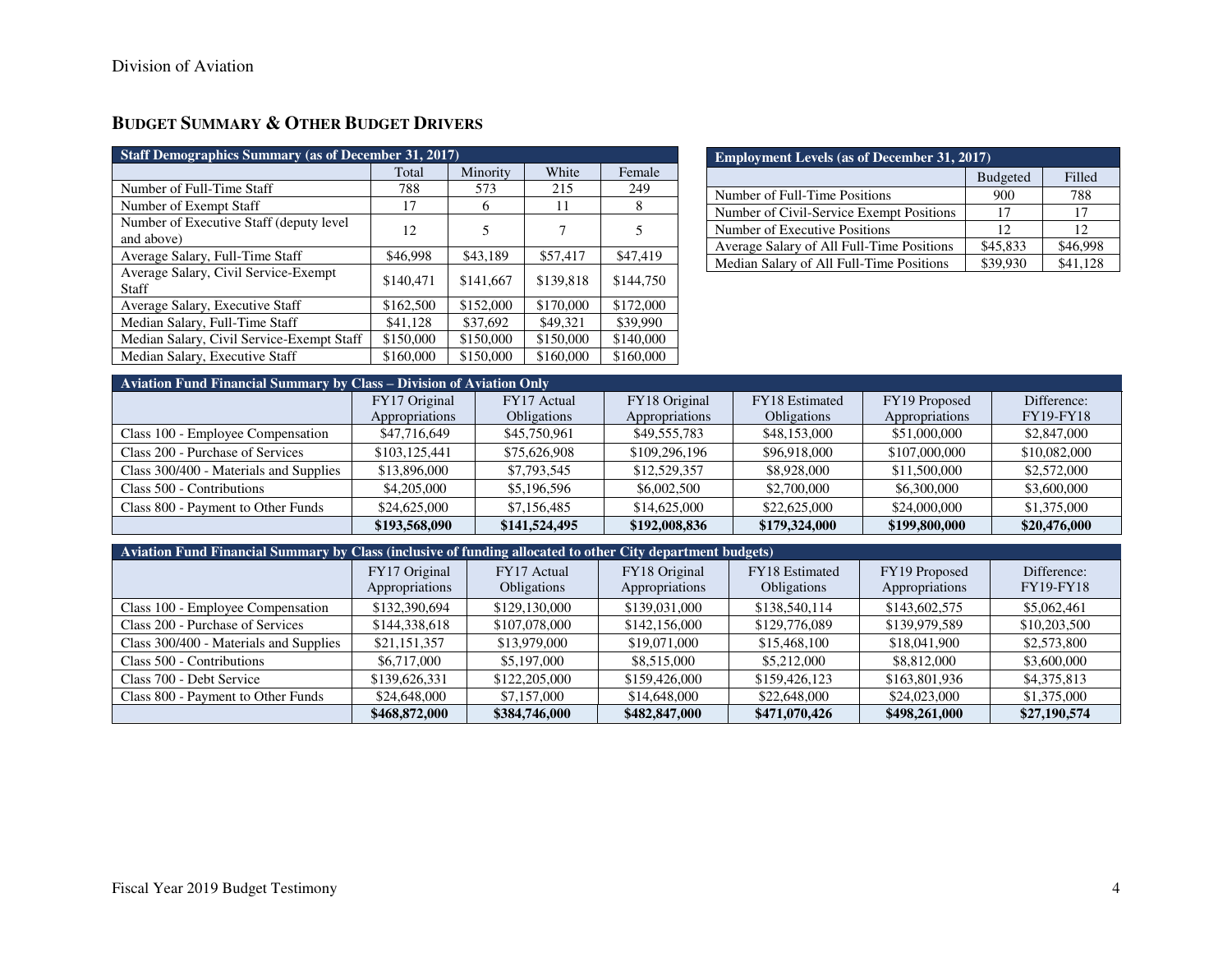Division of Aviation

## BUDGET SUMMARY & OTHER BUDGET DRIVERS

| Staff Demographics Summary (as of December 31, 2017) | | | | |
|---|---|---|---|---|
| | Total | Minority | White | Female |
| Number of Full-Time Staff | 788 | 573 | 215 | 249 |
| Number of Exempt Staff | 17 | 6 | 11 | 8 |
| Number of Executive Staff (deputy level and above) | 12 | 5 | 7 | 5 |
| Average Salary, Full-Time Staff | $46,998 | $43,189 | $57,417 | $47,419 |
| Average Salary, Civil Service-Exempt Staff | $140,471 | $141,667 | $139,818 | $144,750 |
| Average Salary, Executive Staff | $162,500 | $152,000 | $170,000 | $172,000 |
| Median Salary, Full-Time Staff | $41,128 | $37,692 | $49,321 | $39,990 |
| Median Salary, Civil Service-Exempt Staff | $150,000 | $150,000 | $150,000 | $140,000 |
| Median Salary, Executive Staff | $160,000 | $150,000 | $160,000 | $160,000 |

| Employment Levels (as of December 31, 2017) | | |
|---|---|---|
| | Budgeted | Filled |
| Number of Full-Time Positions | 900 | 788 |
| Number of Civil-Service Exempt Positions | 17 | 17 |
| Number of Executive Positions | 12 | 12 |
| Average Salary of All Full-Time Positions | $45,833 | $46,998 |
| Median Salary of All Full-Time Positions | $39,930 | $41,128 |

| Aviation Fund Financial Summary by Class – Division of Aviation Only | | | | | | |
|---|---|---|---|---|---|---|
| | FY17 Original Appropriations | FY17 Actual Obligations | FY18 Original Appropriations | FY18 Estimated Obligations | FY19 Proposed Appropriations | Difference: FY19-FY18 |
| Class 100 - Employee Compensation | $47,716,649 | $45,750,961 | $49,555,783 | $48,153,000 | $51,000,000 | $2,847,000 |
| Class 200 - Purchase of Services | $103,125,441 | $75,626,908 | $109,296,196 | $96,918,000 | $107,000,000 | $10,082,000 |
| Class 300/400 - Materials and Supplies | $13,896,000 | $7,793,545 | $12,529,357 | $8,928,000 | $11,500,000 | $2,572,000 |
| Class 500 - Contributions | $4,205,000 | $5,196,596 | $6,002,500 | $2,700,000 | $6,300,000 | $3,600,000 |
| Class 800 - Payment to Other Funds | $24,625,000 | $7,156,485 | $14,625,000 | $22,625,000 | $24,000,000 | $1,375,000 |
| | **$193,568,090** | **$141,524,495** | **$192,008,836** | **$179,324,000** | **$199,800,000** | **$20,476,000** |

| Aviation Fund Financial Summary by Class (inclusive of funding allocated to other City department budgets) | | | | | | |
|---|---|---|---|---|---|---|
| | FY17 Original Appropriations | FY17 Actual Obligations | FY18 Original Appropriations | FY18 Estimated Obligations | FY19 Proposed Appropriations | Difference: FY19-FY18 |
| Class 100 - Employee Compensation | $132,390,694 | $129,130,000 | $139,031,000 | $138,540,114 | $143,602,575 | $5,062,461 |
| Class 200 - Purchase of Services | $144,338,618 | $107,078,000 | $142,156,000 | $129,776,089 | $139,979,589 | $10,203,500 |
| Class 300/400 - Materials and Supplies | $21,151,357 | $13,979,000 | $19,071,000 | $15,468,100 | $18,041,900 | $2,573,800 |
| Class 500 - Contributions | $6,717,000 | $5,197,000 | $8,515,000 | $5,212,000 | $8,812,000 | $3,600,000 |
| Class 700 - Debt Service | $139,626,331 | $122,205,000 | $159,426,000 | $159,426,123 | $163,801,936 | $4,375,813 |
| Class 800 - Payment to Other Funds | $24,648,000 | $7,157,000 | $14,648,000 | $22,648,000 | $24,023,000 | $1,375,000 |
| | **$468,872,000** | **$384,746,000** | **$482,847,000** | **$471,070,426** | **$498,261,000** | **$27,190,574** |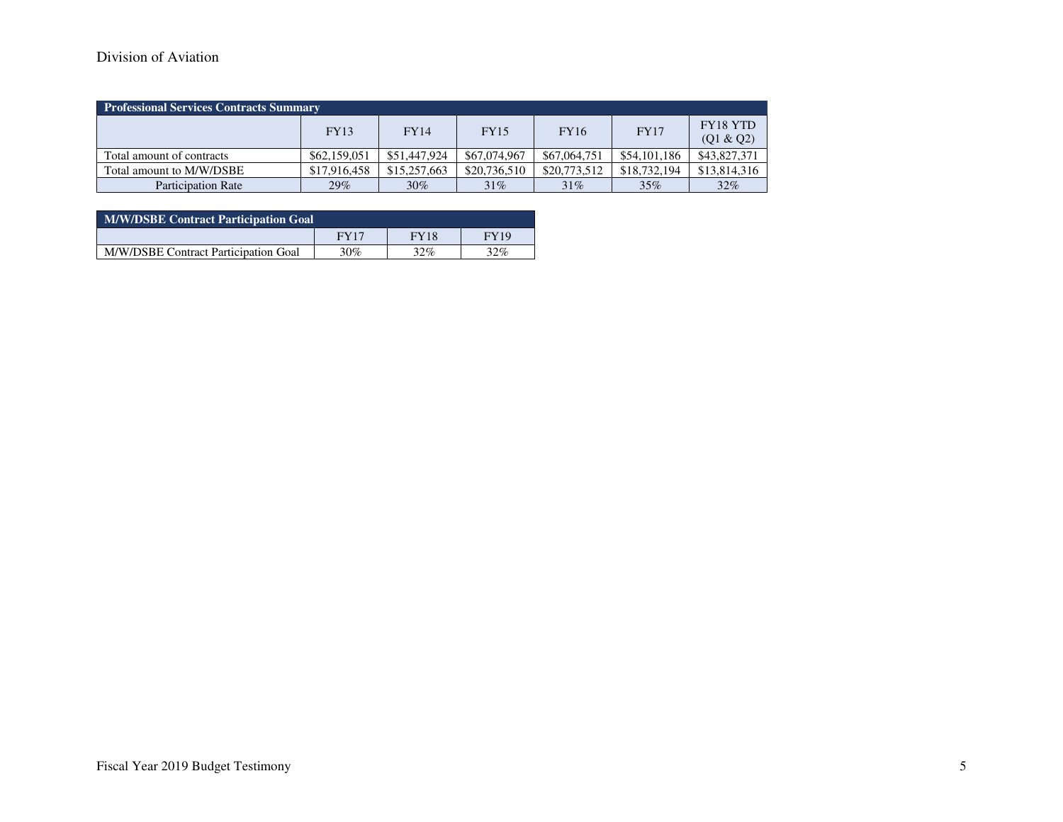Division of Aviation

| Professional Services Contracts Summary | | | | | | |
|---|---|---|---|---|---|---|
| | FY13 | FY14 | FY15 | FY16 | FY17 | FY18 YTD (Q1 & Q2) |
| Total amount of contracts | $62,159,051 | $51,447,924 | $67,074,967 | $67,064,751 | $54,101,186 | $43,827,371 |
| Total amount to M/W/DSBE | $17,916,458 | $15,257,663 | $20,736,510 | $20,773,512 | $18,732,194 | $13,814,316 |
| Participation Rate | 29% | 30% | 31% | 31% | 35% | 32% |

| M/W/DSBE Contract Participation Goal | | | |
|---|---|---|---|
| | FY17 | FY18 | FY19 |
| M/W/DSBE Contract Participation Goal | 30% | 32% | 32% |

Fiscal Year 2019 Budget Testimony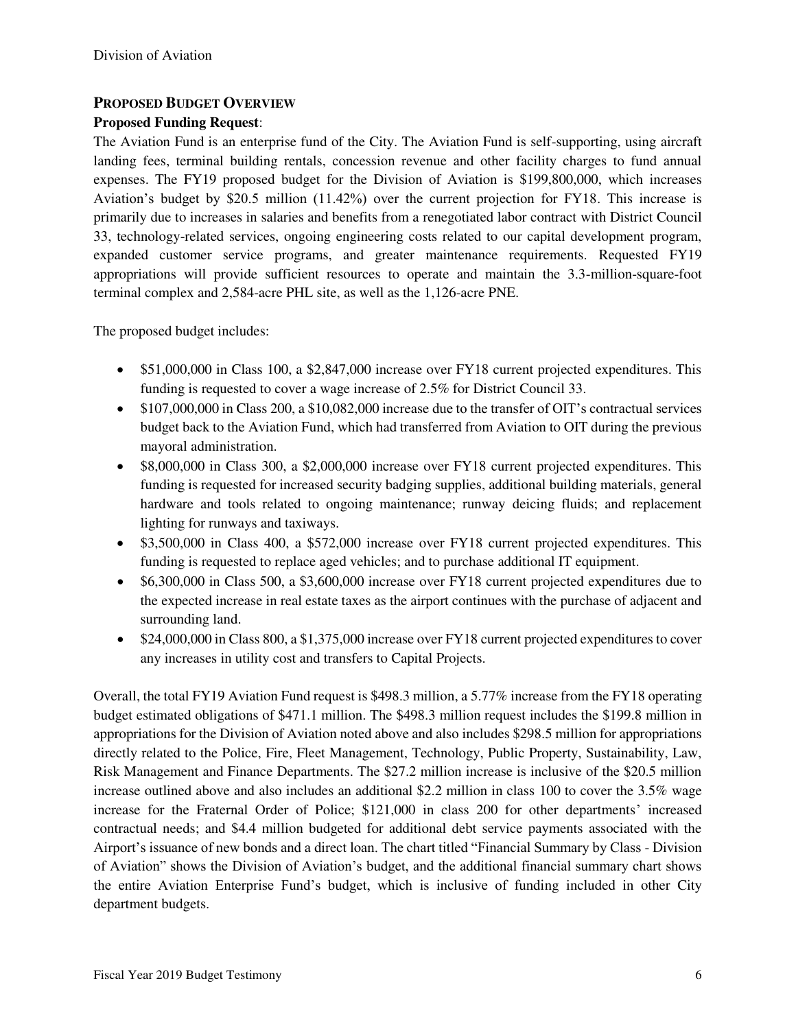## PROPOSED BUDGET OVERVIEW

**Proposed Funding Request**:

The Aviation Fund is an enterprise fund of the City. The Aviation Fund is self-supporting, using aircraft landing fees, terminal building rentals, concession revenue and other facility charges to fund annual expenses. The FY19 proposed budget for the Division of Aviation is $199,800,000, which increases Aviation's budget by $20.5 million (11.42%) over the current projection for FY18. This increase is primarily due to increases in salaries and benefits from a renegotiated labor contract with District Council 33, technology-related services, ongoing engineering costs related to our capital development program, expanded customer service programs, and greater maintenance requirements. Requested FY19 appropriations will provide sufficient resources to operate and maintain the 3.3-million-square-foot terminal complex and 2,584-acre PHL site, as well as the 1,126-acre PNE.

The proposed budget includes:

- $51,000,000 in Class 100, a $2,847,000 increase over FY18 current projected expenditures. This funding is requested to cover a wage increase of 2.5% for District Council 33.
- $107,000,000 in Class 200, a $10,082,000 increase due to the transfer of OIT's contractual services budget back to the Aviation Fund, which had transferred from Aviation to OIT during the previous mayoral administration.
- $8,000,000 in Class 300, a $2,000,000 increase over FY18 current projected expenditures. This funding is requested for increased security badging supplies, additional building materials, general hardware and tools related to ongoing maintenance; runway deicing fluids; and replacement lighting for runways and taxiways.
- $3,500,000 in Class 400, a $572,000 increase over FY18 current projected expenditures. This funding is requested to replace aged vehicles; and to purchase additional IT equipment.
- $6,300,000 in Class 500, a $3,600,000 increase over FY18 current projected expenditures due to the expected increase in real estate taxes as the airport continues with the purchase of adjacent and surrounding land.
- $24,000,000 in Class 800, a $1,375,000 increase over FY18 current projected expenditures to cover any increases in utility cost and transfers to Capital Projects.

Overall, the total FY19 Aviation Fund request is $498.3 million, a 5.77% increase from the FY18 operating budget estimated obligations of $471.1 million. The $498.3 million request includes the $199.8 million in appropriations for the Division of Aviation noted above and also includes $298.5 million for appropriations directly related to the Police, Fire, Fleet Management, Technology, Public Property, Sustainability, Law, Risk Management and Finance Departments. The $27.2 million increase is inclusive of the $20.5 million increase outlined above and also includes an additional $2.2 million in class 100 to cover the 3.5% wage increase for the Fraternal Order of Police; $121,000 in class 200 for other departments' increased contractual needs; and $4.4 million budgeted for additional debt service payments associated with the Airport's issuance of new bonds and a direct loan. The chart titled "Financial Summary by Class - Division of Aviation" shows the Division of Aviation's budget, and the additional financial summary chart shows the entire Aviation Enterprise Fund's budget, which is inclusive of funding included in other City department budgets.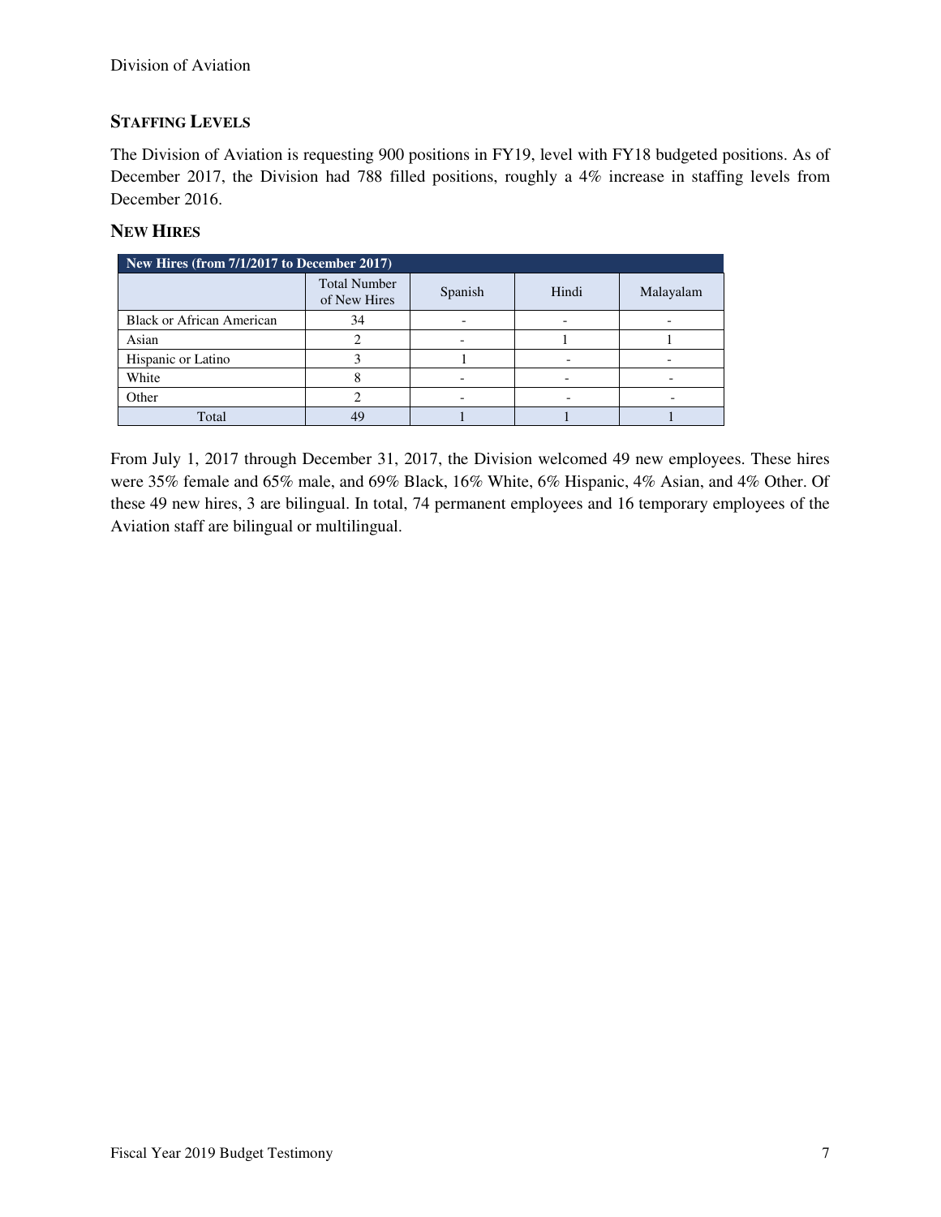## Staffing Levels

The Division of Aviation is requesting 900 positions in FY19, level with FY18 budgeted positions. As of December 2017, the Division had 788 filled positions, roughly a 4% increase in staffing levels from December 2016.

## New Hires

| New Hires (from 7/1/2017 to December 2017) | | | | |
|---|---|---|---|---|
| | Total Number of New Hires | Spanish | Hindi | Malayalam |
| Black or African American | 34 | - | - | - |
| Asian | 2 | - | 1 | 1 |
| Hispanic or Latino | 3 | 1 | - | - |
| White | 8 | - | - | - |
| Other | 2 | - | - | - |
| Total | 49 | 1 | 1 | 1 |

From July 1, 2017 through December 31, 2017, the Division welcomed 49 new employees. These hires were 35% female and 65% male, and 69% Black, 16% White, 6% Hispanic, 4% Asian, and 4% Other. Of these 49 new hires, 3 are bilingual. In total, 74 permanent employees and 16 temporary employees of the Aviation staff are bilingual or multilingual.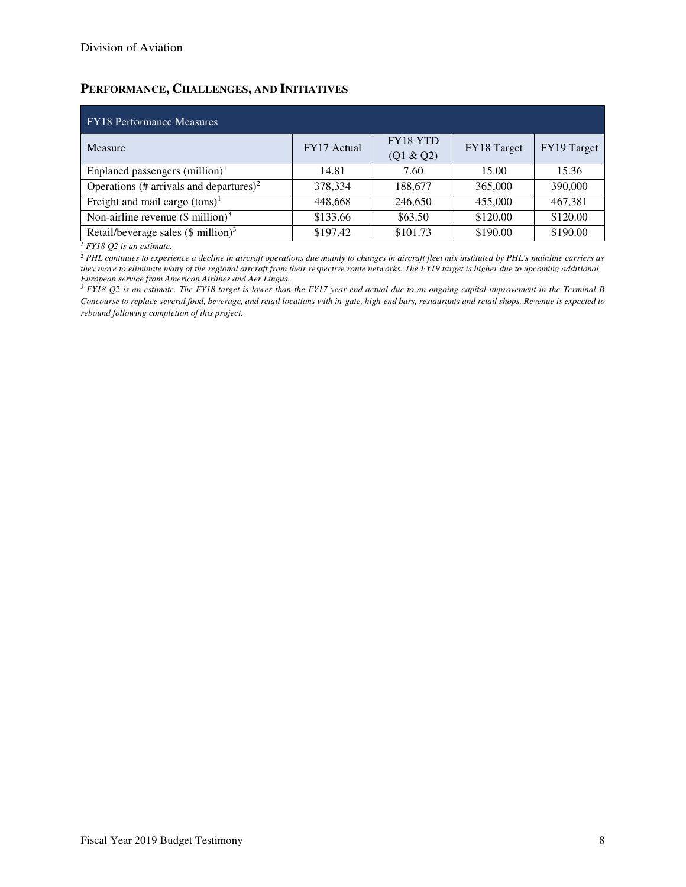## PERFORMANCE, CHALLENGES, AND INITIATIVES

| FY18 Performance Measures | | | | |
|---|---|---|---|---|
| Measure | FY17 Actual | FY18 YTD (Q1 & Q2) | FY18 Target | FY19 Target |
| Enplaned passengers (million)[1] | 14.81 | 7.60 | 15.00 | 15.36 |
| Operations (# arrivals and departures)[2] | 378,334 | 188,677 | 365,000 | 390,000 |
| Freight and mail cargo (tons)[1] | 448,668 | 246,650 | 455,000 | 467,381 |
| Non-airline revenue ($ million)[3] | $133.66 | $63.50 | $120.00 | $120.00 |
| Retail/beverage sales ($ million)[3] | $197.42 | $101.73 | $190.00 | $190.00 |

*[1] FY18 Q2 is an estimate.*

*[2] PHL continues to experience a decline in aircraft operations due mainly to changes in aircraft fleet mix instituted by PHL's mainline carriers as they move to eliminate many of the regional aircraft from their respective route networks. The FY19 target is higher due to upcoming additional European service from American Airlines and Aer Lingus.*

*[3] FY18 Q2 is an estimate. The FY18 target is lower than the FY17 year-end actual due to an ongoing capital improvement in the Terminal B Concourse to replace several food, beverage, and retail locations with in-gate, high-end bars, restaurants and retail shops. Revenue is expected to rebound following completion of this project.*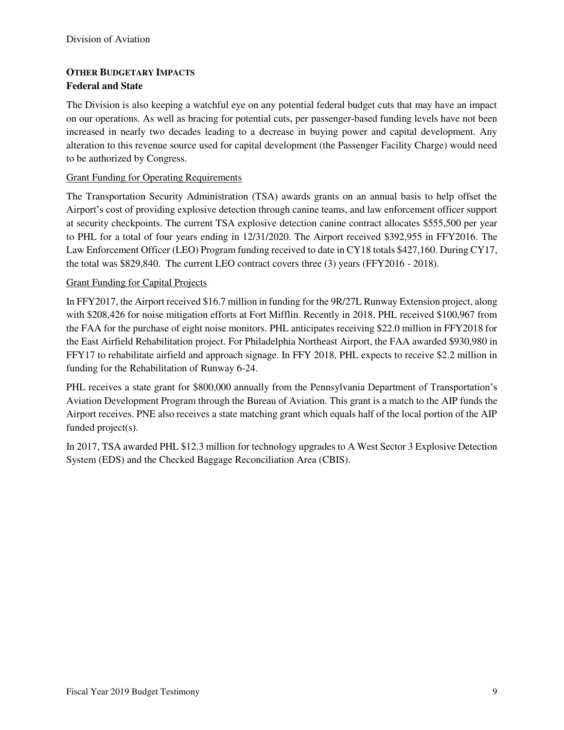## OTHER BUDGETARY IMPACTS

### Federal and State

The Division is also keeping a watchful eye on any potential federal budget cuts that may have an impact on our operations. As well as bracing for potential cuts, per passenger-based funding levels have not been increased in nearly two decades leading to a decrease in buying power and capital development. Any alteration to this revenue source used for capital development (the Passenger Facility Charge) would need to be authorized by Congress.

Grant Funding for Operating Requirements

The Transportation Security Administration (TSA) awards grants on an annual basis to help offset the Airport's cost of providing explosive detection through canine teams, and law enforcement officer support at security checkpoints. The current TSA explosive detection canine contract allocates $555,500 per year to PHL for a total of four years ending in 12/31/2020. The Airport received $392,955 in FFY2016. The Law Enforcement Officer (LEO) Program funding received to date in CY18 totals $427,160. During CY17, the total was $829,840. The current LEO contract covers three (3) years (FFY2016 - 2018).

Grant Funding for Capital Projects

In FFY2017, the Airport received $16.7 million in funding for the 9R/27L Runway Extension project, along with $208,426 for noise mitigation efforts at Fort Mifflin. Recently in 2018, PHL received $100,967 from the FAA for the purchase of eight noise monitors. PHL anticipates receiving $22.0 million in FFY2018 for the East Airfield Rehabilitation project. For Philadelphia Northeast Airport, the FAA awarded $930,980 in FFY17 to rehabilitate airfield and approach signage. In FFY 2018, PHL expects to receive $2.2 million in funding for the Rehabilitation of Runway 6-24.

PHL receives a state grant for $800,000 annually from the Pennsylvania Department of Transportation's Aviation Development Program through the Bureau of Aviation. This grant is a match to the AIP funds the Airport receives. PNE also receives a state matching grant which equals half of the local portion of the AIP funded project(s).

In 2017, TSA awarded PHL $12.3 million for technology upgrades to A West Sector 3 Explosive Detection System (EDS) and the Checked Baggage Reconciliation Area (CBIS).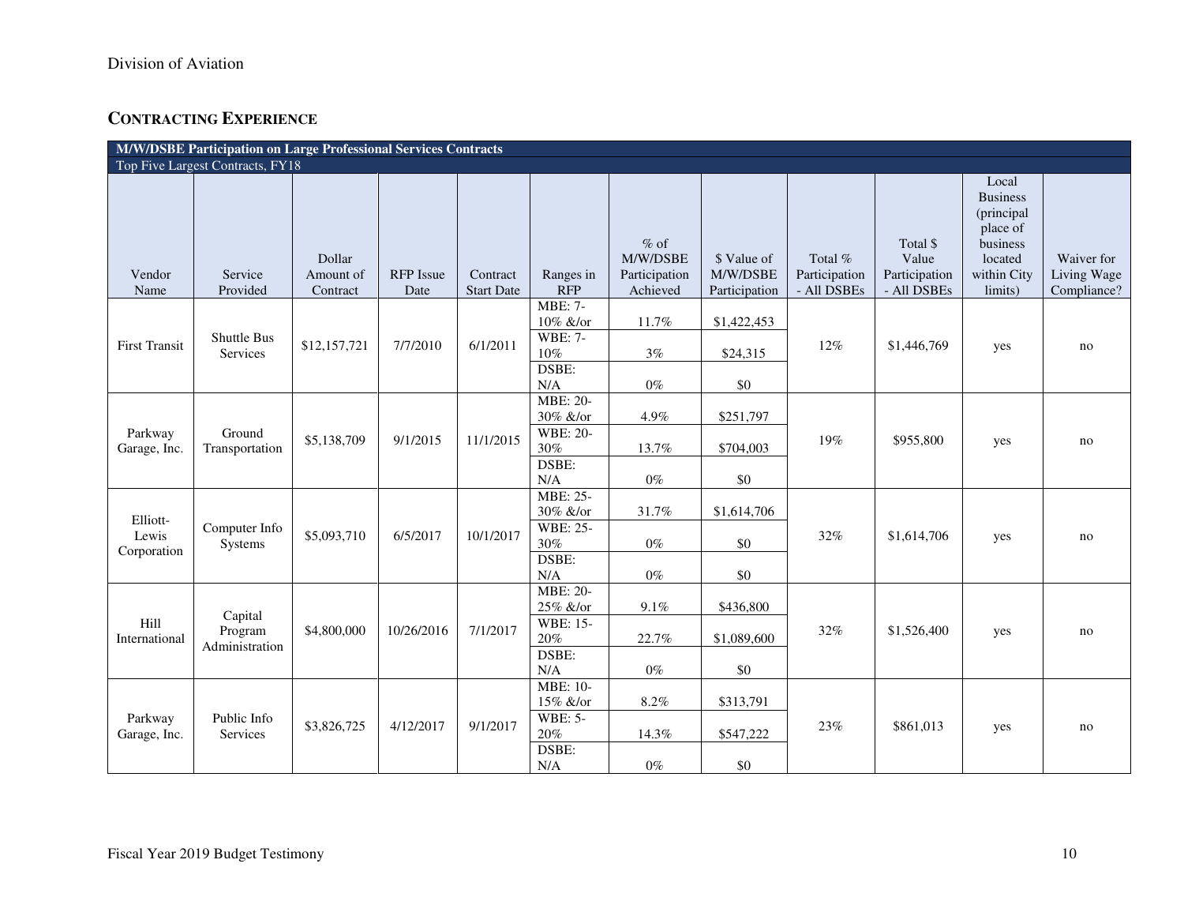## CONTRACTING EXPERIENCE

| M/W/DSBE Participation on Large Professional Services Contracts | | | | | | | | | | | |
|---|---|---|---|---|---|---|---|---|---|---|---|
| Top Five Largest Contracts, FY18 | | | | | | | | | | | |
| Vendor Name | Service Provided | Dollar Amount of Contract | RFP Issue Date | Contract Start Date | Ranges in RFP | % of M/W/DSBE Participation Achieved | $ Value of M/W/DSBE Participation | Total % Participation - All DSBEs | Total $ Value Participation - All DSBEs | Local Business (principal place of business located within City limits) | Waiver for Living Wage Compliance? |
| First Transit | Shuttle Bus Services | $12,157,721 | 7/7/2010 | 6/1/2011 | MBE: 7-10% &/or | 11.7% | $1,422,453 | 12% | $1,446,769 | yes | no |
| | | | | | WBE: 7-10% | 3% | $24,315 | | | | |
| | | | | | DSBE: N/A | 0% | $0 | | | | |
| Parkway Garage, Inc. | Ground Transportation | $5,138,709 | 9/1/2015 | 11/1/2015 | MBE: 20-30% &/or | 4.9% | $251,797 | 19% | $955,800 | yes | no |
| | | | | | WBE: 20-30% | 13.7% | $704,003 | | | | |
| | | | | | DSBE: N/A | 0% | $0 | | | | |
| Elliott-Lewis Corporation | Computer Info Systems | $5,093,710 | 6/5/2017 | 10/1/2017 | MBE: 25-30% &/or | 31.7% | $1,614,706 | 32% | $1,614,706 | yes | no |
| | | | | | WBE: 25-30% | 0% | $0 | | | | |
| | | | | | DSBE: N/A | 0% | $0 | | | | |
| Hill International | Capital Program Administration | $4,800,000 | 10/26/2016 | 7/1/2017 | MBE: 20-25% &/or | 9.1% | $436,800 | 32% | $1,526,400 | yes | no |
| | | | | | WBE: 15-20% | 22.7% | $1,089,600 | | | | |
| | | | | | DSBE: N/A | 0% | $0 | | | | |
| Parkway Garage, Inc. | Public Info Services | $3,826,725 | 4/12/2017 | 9/1/2017 | MBE: 10-15% &/or | 8.2% | $313,791 | 23% | $861,013 | yes | no |
| | | | | | WBE: 5-20% | 14.3% | $547,222 | | | | |
| | | | | | DSBE: N/A | 0% | $0 | | | | |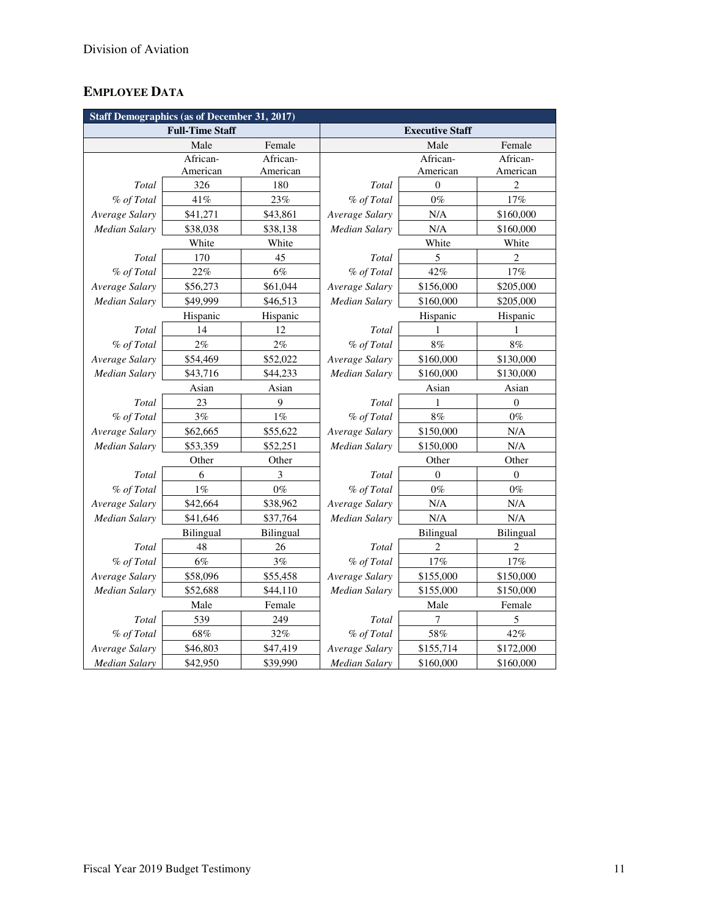## EMPLOYEE DATA

| Staff Demographics (as of December 31, 2017) | | | | | |
|---|---|---|---|---|---|
| Full-Time Staff | | | Executive Staff | | |
| | Male | Female | | Male | Female |
| | African-American | African-American | | African-American | African-American |
| *Total* | 326 | 180 | *Total* | 0 | 2 |
| *% of Total* | 41% | 23% | *% of Total* | 0% | 17% |
| *Average Salary* | $41,271 | $43,861 | *Average Salary* | N/A | $160,000 |
| *Median Salary* | $38,038 | $38,138 | *Median Salary* | N/A | $160,000 |
| | White | White | | White | White |
| *Total* | 170 | 45 | *Total* | 5 | 2 |
| *% of Total* | 22% | 6% | *% of Total* | 42% | 17% |
| *Average Salary* | $56,273 | $61,044 | *Average Salary* | $156,000 | $205,000 |
| *Median Salary* | $49,999 | $46,513 | *Median Salary* | $160,000 | $205,000 |
| | Hispanic | Hispanic | | Hispanic | Hispanic |
| *Total* | 14 | 12 | *Total* | 1 | 1 |
| *% of Total* | 2% | 2% | *% of Total* | 8% | 8% |
| *Average Salary* | $54,469 | $52,022 | *Average Salary* | $160,000 | $130,000 |
| *Median Salary* | $43,716 | $44,233 | *Median Salary* | $160,000 | $130,000 |
| | Asian | Asian | | Asian | Asian |
| *Total* | 23 | 9 | *Total* | 1 | 0 |
| *% of Total* | 3% | 1% | *% of Total* | 8% | 0% |
| *Average Salary* | $62,665 | $55,622 | *Average Salary* | $150,000 | N/A |
| *Median Salary* | $53,359 | $52,251 | *Median Salary* | $150,000 | N/A |
| | Other | Other | | Other | Other |
| *Total* | 6 | 3 | *Total* | 0 | 0 |
| *% of Total* | 1% | 0% | *% of Total* | 0% | 0% |
| *Average Salary* | $42,664 | $38,962 | *Average Salary* | N/A | N/A |
| *Median Salary* | $41,646 | $37,764 | *Median Salary* | N/A | N/A |
| | Bilingual | Bilingual | | Bilingual | Bilingual |
| *Total* | 48 | 26 | *Total* | 2 | 2 |
| *% of Total* | 6% | 3% | *% of Total* | 17% | 17% |
| *Average Salary* | $58,096 | $55,458 | *Average Salary* | $155,000 | $150,000 |
| *Median Salary* | $52,688 | $44,110 | *Median Salary* | $155,000 | $150,000 |
| | Male | Female | | Male | Female |
| *Total* | 539 | 249 | *Total* | 7 | 5 |
| *% of Total* | 68% | 32% | *% of Total* | 58% | 42% |
| *Average Salary* | $46,803 | $47,419 | *Average Salary* | $155,714 | $172,000 |
| *Median Salary* | $42,950 | $39,990 | *Median Salary* | $160,000 | $160,000 |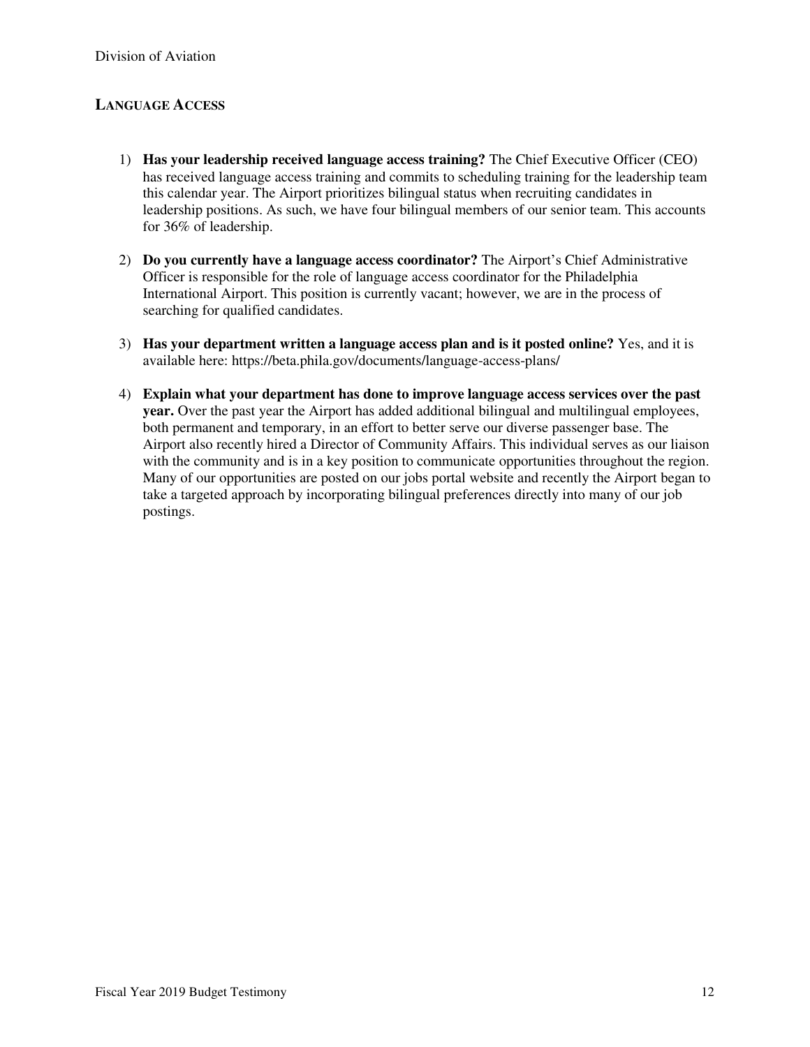## LANGUAGE ACCESS

1) **Has your leadership received language access training?** The Chief Executive Officer (CEO) has received language access training and commits to scheduling training for the leadership team this calendar year. The Airport prioritizes bilingual status when recruiting candidates in leadership positions. As such, we have four bilingual members of our senior team. This accounts for 36% of leadership.

2) **Do you currently have a language access coordinator?** The Airport's Chief Administrative Officer is responsible for the role of language access coordinator for the Philadelphia International Airport. This position is currently vacant; however, we are in the process of searching for qualified candidates.

3) **Has your department written a language access plan and is it posted online?** Yes, and it is available here: https://beta.phila.gov/documents/language-access-plans/

4) **Explain what your department has done to improve language access services over the past year.** Over the past year the Airport has added additional bilingual and multilingual employees, both permanent and temporary, in an effort to better serve our diverse passenger base. The Airport also recently hired a Director of Community Affairs. This individual serves as our liaison with the community and is in a key position to communicate opportunities throughout the region. Many of our opportunities are posted on our jobs portal website and recently the Airport began to take a targeted approach by incorporating bilingual preferences directly into many of our job postings.